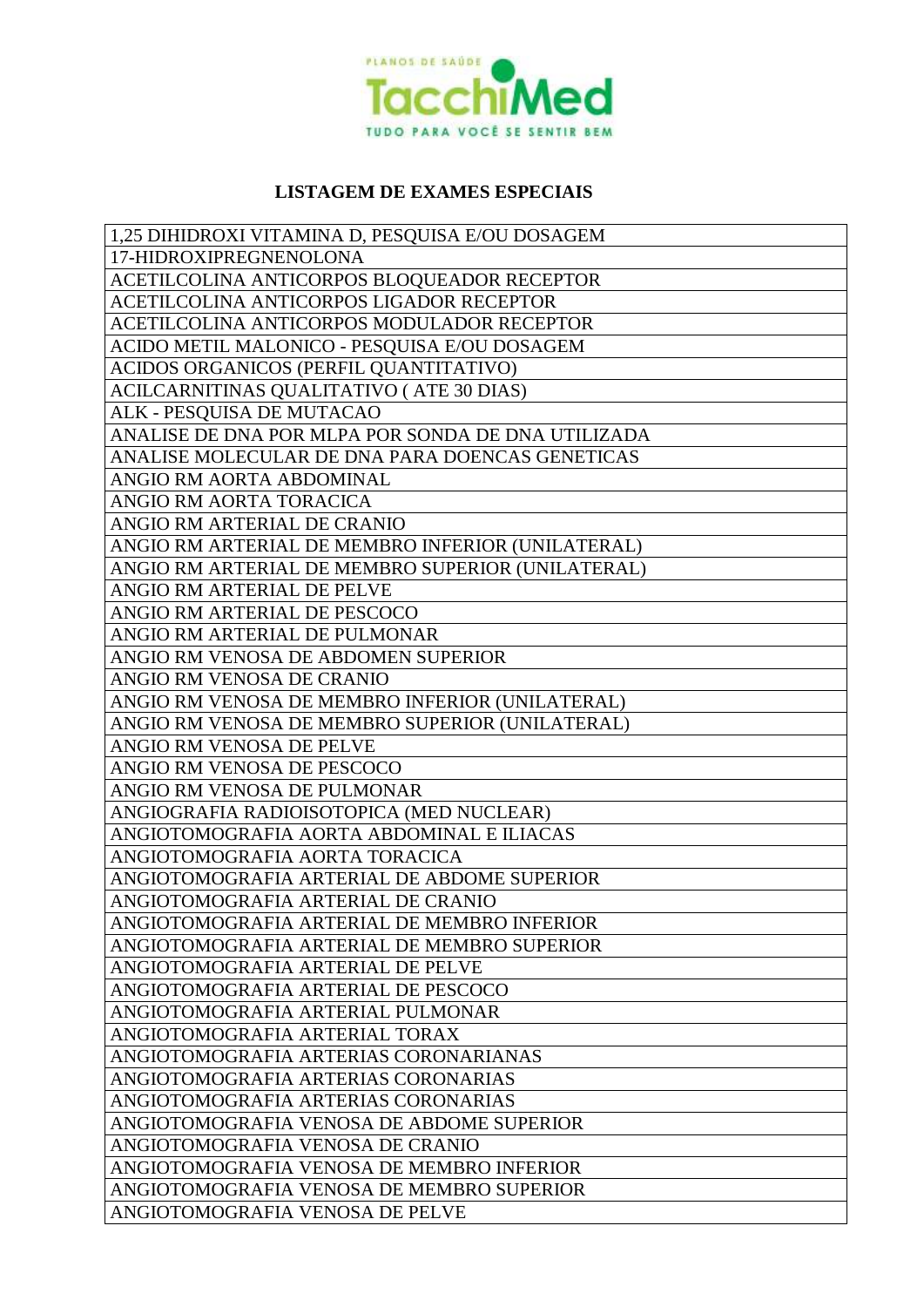**LISTAGEM DE EXAMES ESPECIAIS**

| 1,25 DIHIDROXI VITAMINA D, PESQUISA E/OU DOSAGEM |
|---|
| 17-HIDROXIPREGNENOLONA |
| ACETILCOLINA ANTICORPOS BLOQUEADOR RECEPTOR |
| ACETILCOLINA ANTICORPOS LIGADOR RECEPTOR |
| ACETILCOLINA ANTICORPOS MODULADOR RECEPTOR |
| ACIDO METIL MALONICO - PESQUISA E/OU DOSAGEM |
| ACIDOS ORGANICOS (PERFIL QUANTITATIVO) |
| ACILCARNITINAS QUALITATIVO ( ATE 30 DIAS) |
| ALK - PESQUISA DE MUTACAO |
| ANALISE DE DNA POR MLPA POR SONDA DE DNA UTILIZADA |
| ANALISE MOLECULAR DE DNA PARA DOENCAS GENETICAS |
| ANGIO RM AORTA ABDOMINAL |
| ANGIO RM AORTA TORACICA |
| ANGIO RM ARTERIAL DE CRANIO |
| ANGIO RM ARTERIAL DE MEMBRO INFERIOR (UNILATERAL) |
| ANGIO RM ARTERIAL DE MEMBRO SUPERIOR (UNILATERAL) |
| ANGIO RM ARTERIAL DE PELVE |
| ANGIO RM ARTERIAL DE PESCOCO |
| ANGIO RM ARTERIAL DE PULMONAR |
| ANGIO RM VENOSA DE ABDOMEN SUPERIOR |
| ANGIO RM VENOSA DE CRANIO |
| ANGIO RM VENOSA DE MEMBRO INFERIOR (UNILATERAL) |
| ANGIO RM VENOSA DE MEMBRO SUPERIOR (UNILATERAL) |
| ANGIO RM VENOSA DE PELVE |
| ANGIO RM VENOSA DE PESCOCO |
| ANGIO RM VENOSA DE PULMONAR |
| ANGIOGRAFIA RADIOISOTOPICA (MED NUCLEAR) |
| ANGIOTOMOGRAFIA AORTA ABDOMINAL E ILIACAS |
| ANGIOTOMOGRAFIA AORTA TORACICA |
| ANGIOTOMOGRAFIA ARTERIAL DE ABDOME SUPERIOR |
| ANGIOTOMOGRAFIA ARTERIAL DE CRANIO |
| ANGIOTOMOGRAFIA ARTERIAL DE MEMBRO INFERIOR |
| ANGIOTOMOGRAFIA ARTERIAL DE MEMBRO SUPERIOR |
| ANGIOTOMOGRAFIA ARTERIAL DE PELVE |
| ANGIOTOMOGRAFIA ARTERIAL DE PESCOCO |
| ANGIOTOMOGRAFIA ARTERIAL PULMONAR |
| ANGIOTOMOGRAFIA ARTERIAL TORAX |
| ANGIOTOMOGRAFIA ARTERIAS CORONARIANAS |
| ANGIOTOMOGRAFIA ARTERIAS CORONARIAS |
| ANGIOTOMOGRAFIA ARTERIAS CORONARIAS |
| ANGIOTOMOGRAFIA VENOSA DE ABDOME SUPERIOR |
| ANGIOTOMOGRAFIA VENOSA DE CRANIO |
| ANGIOTOMOGRAFIA VENOSA DE MEMBRO INFERIOR |
| ANGIOTOMOGRAFIA VENOSA DE MEMBRO SUPERIOR |
| ANGIOTOMOGRAFIA VENOSA DE PELVE |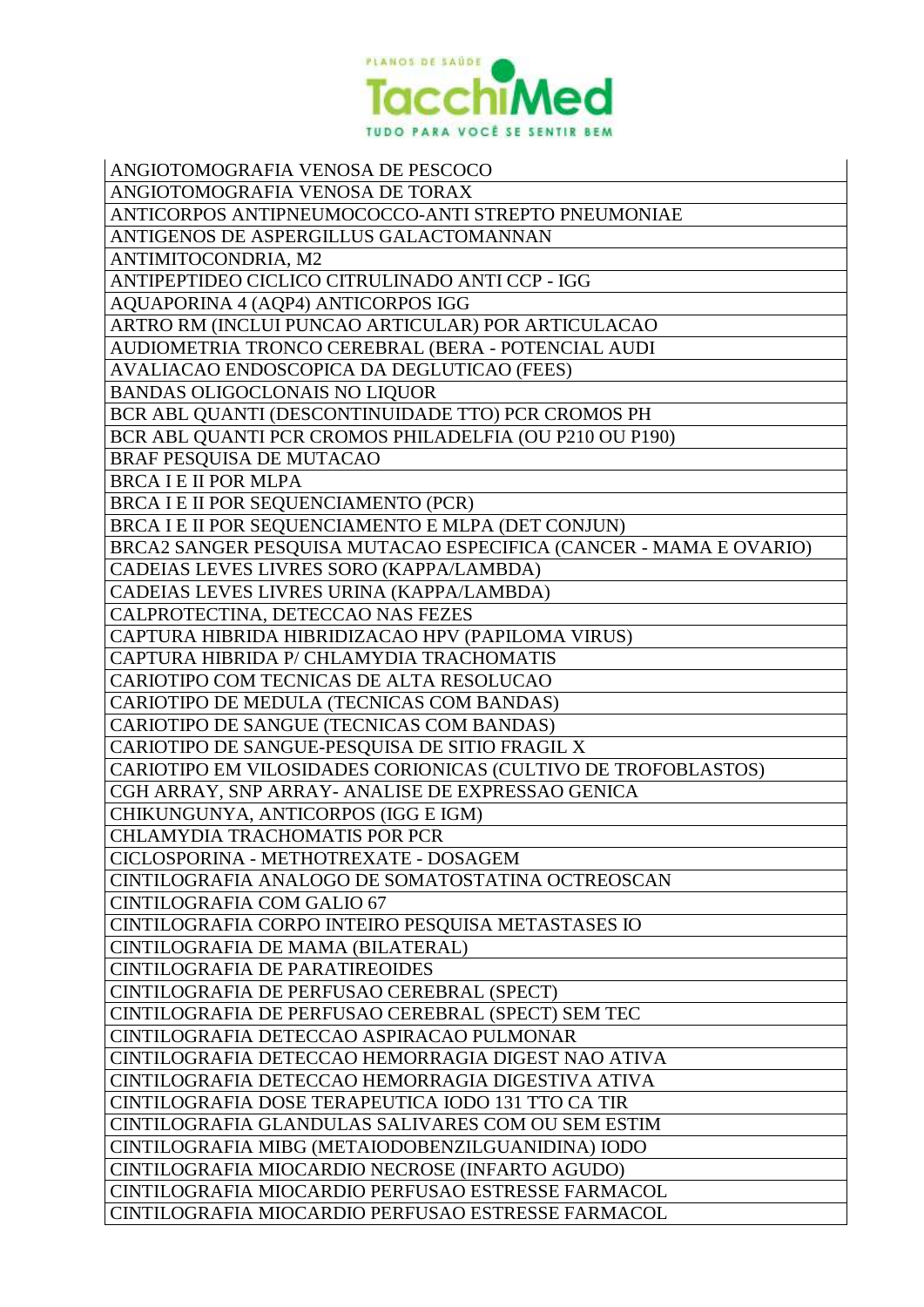| ANGIOTOMOGRAFIA VENOSA DE PESCOCO |
| --- |
| ANGIOTOMOGRAFIA VENOSA DE TORAX |
| ANTICORPOS ANTIPNEUMOCOCCO-ANTI STREPTO PNEUMONIAE |
| ANTIGENOS DE ASPERGILLUS GALACTOMANNAN |
| ANTIMITOCONDRIA, M2 |
| ANTIPEPTIDEO CICLICO CITRULINADO ANTI CCP - IGG |
| AQUAPORINA 4 (AQP4) ANTICORPOS IGG |
| ARTRO RM (INCLUI PUNCAO ARTICULAR) POR ARTICULACAO |
| AUDIOMETRIA TRONCO CEREBRAL (BERA - POTENCIAL AUDI |
| AVALIACAO ENDOSCOPICA DA DEGLUTICACAO (FEES) |
| BANDAS OLIGOCLONAIS NO LIQUOR |
| BCR ABL QUANTI (DESCONTINUIDADE TTO) PCR CROMOS PH |
| BCR ABL QUANTI PCR CROMOS PHILADELFIA (OU P210 OU P190) |
| BRAF PESQUISA DE MUTACAO |
| BRCA I E II POR MLPA |
| BRCA I E II POR SEQUENCIAMENTO (PCR) |
| BRCA I E II POR SEQUENCIAMENTO E MLPA (DET CONJUN) |
| BRCA2 SANGER PESQUISA MUTACAO ESPECIFICA (CANCER - MAMA E OVARIO) |
| CADEIAS LEVES LIVRES SORO (KAPPA/LAMBDA) |
| CADEIAS LEVES LIVRES URINA (KAPPA/LAMBDA) |
| CALPROTECTINA, DETECCAO NAS FEZES |
| CAPTURA HIBRIDA HIBRIDIZACAO HPV (PAPILOMA VIRUS) |
| CAPTURA HIBRIDA P/ CHLAMYDIA TRACHOMATIS |
| CARIOTIPO COM TECNICAS DE ALTA RESOLUCAO |
| CARIOTIPO DE MEDULA (TECNICAS COM BANDAS) |
| CARIOTIPO DE SANGUE (TECNICAS COM BANDAS) |
| CARIOTIPO DE SANGUE-PESQUISA DE SITIO FRAGIL X |
| CARIOTIPO EM VILOSIDADES CORIONICAS (CULTIVO DE TROFOBLASTOS) |
| CGH ARRAY, SNP ARRAY- ANALISE DE EXPRESSAO GENICA |
| CHIKUNGUNYA, ANTICORPOS (IGG E IGM) |
| CHLAMYDIA TRACHOMATIS POR PCR |
| CICLOSPORINA - METHOTREXATE - DOSAGEM |
| CINTILOGRAFIA ANALOGO DE SOMATOSTATINA OCTREOSCAN |
| CINTILOGRAFIA COM GALIO 67 |
| CINTILOGRAFIA CORPO INTEIRO PESQUISA METASTASES IO |
| CINTILOGRAFIA DE MAMA (BILATERAL) |
| CINTILOGRAFIA DE PARATIREOIDES |
| CINTILOGRAFIA DE PERFUSAO CEREBRAL (SPECT) |
| CINTILOGRAFIA DE PERFUSAO CEREBRAL (SPECT) SEM TEC |
| CINTILOGRAFIA DETECCAO ASPIRACAO PULMONAR |
| CINTILOGRAFIA DETECCAO HEMORRAGIA DIGEST NAO ATIVA |
| CINTILOGRAFIA DETECCAO HEMORRAGIA DIGESTIVA ATIVA |
| CINTILOGRAFIA DOSE TERAPEUTICA IODO 131 TTO CA TIR |
| CINTILOGRAFIA GLANDULAS SALIVARES COM OU SEM ESTIM |
| CINTILOGRAFIA MIBG (METAIODOBENZILGUANIDINA) IODO |
| CINTILOGRAFIA MIOCARDIO NECROSE (INFARTO AGUDO) |
| CINTILOGRAFIA MIOCARDIO PERFUSAO ESTRESSE FARMACOL |
| CINTILOGRAFIA MIOCARDIO PERFUSAO ESTRESSE FARMACOL |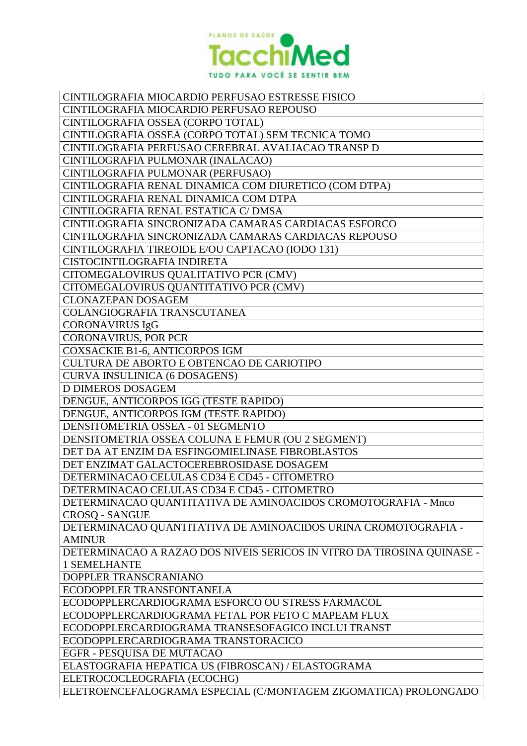| CINTILOGRAFIA MIOCARDIO PERFUSAO ESTRESSE FISICO |
|---|
| CINTILOGRAFIA MIOCARDIO PERFUSAO REPOUSO |
| CINTILOGRAFIA OSSEA (CORPO TOTAL) |
| CINTILOGRAFIA OSSEA (CORPO TOTAL) SEM TECNICA TOMO |
| CINTILOGRAFIA PERFUSAO CEREBRAL AVALIACAO TRANSP D |
| CINTILOGRAFIA PULMONAR (INALACAO) |
| CINTILOGRAFIA PULMONAR (PERFUSAO) |
| CINTILOGRAFIA RENAL DINAMICA COM DIURETICO (COM DTPA) |
| CINTILOGRAFIA RENAL DINAMICA COM DTPA |
| CINTILOGRAFIA RENAL ESTATICA C/ DMSA |
| CINTILOGRAFIA SINCRONIZADA CAMARAS CARDIACAS ESFORCO |
| CINTILOGRAFIA SINCRONIZADA CAMARAS CARDIACAS REPOUSO |
| CINTILOGRAFIA TIREOIDE E/OU CAPTACAO (IODO 131) |
| CISTOCINTILOGRAFIA INDIRETA |
| CITOMEGALOVIRUS QUALITATIVO PCR (CMV) |
| CITOMEGALOVIRUS QUANTITATIVO PCR (CMV) |
| CLONAZEPAN DOSAGEM |
| COLANGIOGRAFIA TRANSCUTANEA |
| CORONAVIRUS IgG |
| CORONAVIRUS, POR PCR |
| COXSACKIE B1-6, ANTICORPOS IGM |
| CULTURA DE ABORTO E OBTENCAO DE CARIOTIPO |
| CURVA INSULINICA (6 DOSAGENS) |
| D DIMEROS DOSAGEM |
| DENGUE, ANTICORPOS IGG (TESTE RAPIDO) |
| DENGUE, ANTICORPOS IGM (TESTE RAPIDO) |
| DENSITOMETRIA OSSEA - 01 SEGMENTO |
| DENSITOMETRIA OSSEA COLUNA E FEMUR (OU 2 SEGMENT) |
| DET DA AT ENZIM DA ESFINGOMIELINASE FIBROBLASTOS |
| DET ENZIMAT GALACTOCEREBROSIDASE DOSAGEM |
| DETERMINACAO CELULAS CD34 E CD45 - CITOMETRO |
| DETERMINACAO CELULAS CD34 E CD45 - CITOMETRO |
| DETERMINACAO QUANTITATIVA DE AMINOACIDOS CROMOTOGRAFIA - Mnco CROSQ - SANGUE |
| DETERMINACAO QUANTITATIVA DE AMINOACIDOS URINA CROMOTOGRAFIA - AMINUR |
| DETERMINACAO A RAZAO DOS NIVEIS SERICOS IN VITRO DA TIROSINA QUINASE - 1 SEMELHANTE |
| DOPPLER TRANSCRANIANO |
| ECODOPPLER TRANSFONTANELA |
| ECODOPPLERCARDIOGRAMA ESFORCO OU STRESS FARMACOL |
| ECODOPPLERCARDIOGRAMA FETAL POR FETO C MAPEAM FLUX |
| ECODOPPLERCARDIOGRAMA TRANSESOFAGICO INCLUI TRANST |
| ECODOPPLERCARDIOGRAMA TRANSTORACICO |
| EGFR - PESQUISA DE MUTACAO |
| ELASTOGRAFIA HEPATICA US (FIBROSCAN) / ELASTOGRAMA |
| ELETROCOCLEOGRAFIA (ECOCHG) |
| ELETROENCEFALOGRAMA ESPECIAL (C/MONTAGEM ZIGOMATICA) PROLONGADO |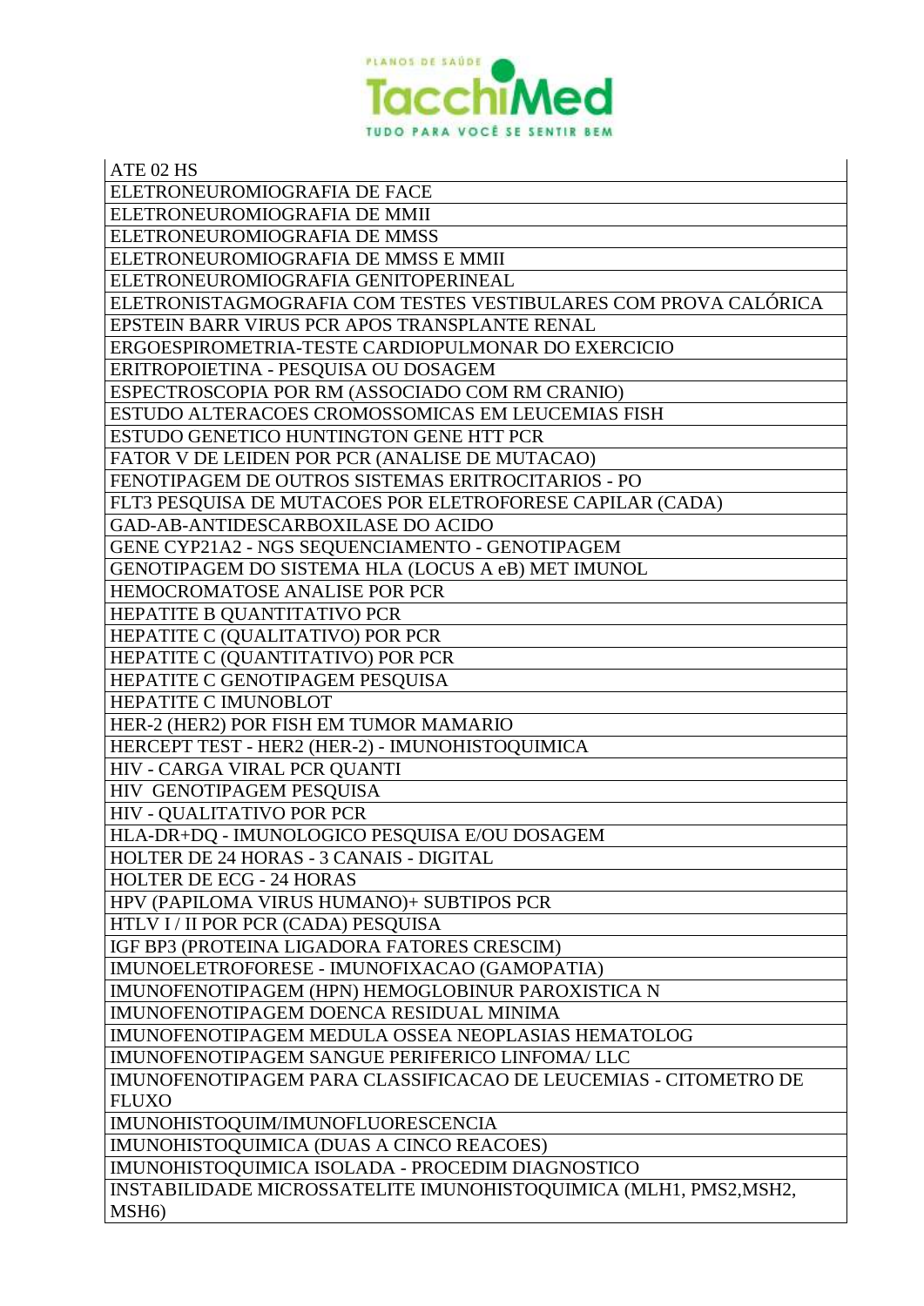| ATE 02 HS |
|---|
| ELETRONEUROMIOGRAFIA DE FACE |
| ELETRONEUROMIOGRAFIA DE MMII |
| ELETRONEUROMIOGRAFIA DE MMSS |
| ELETRONEUROMIOGRAFIA DE MMSS E MMII |
| ELETRONEUROMIOGRAFIA GENITOPERINEAL |
| ELETRONISTAGMOGRAFIA COM TESTES VESTIBULARES COM PROVA CALÓRICA |
| EPSTEIN BARR VIRUS PCR APOS TRANSPLANTE RENAL |
| ERGOESPIROMETRIA-TESTE CARDIOPULMONAR DO EXERCICIO |
| ERITROPOIETINA - PESQUISA OU DOSAGEM |
| ESPECTROSCOPIA POR RM (ASSOCIADO COM RM CRANIO) |
| ESTUDO ALTERACOES CROMOSSOMICAS EM LEUCEMIAS FISH |
| ESTUDO GENETICO HUNTINGTON GENE HTT PCR |
| FATOR V DE LEIDEN POR PCR (ANALISE DE MUTACAO) |
| FENOTIPAGEM DE OUTROS SISTEMAS ERITROCITARIOS - PO |
| FLT3 PESQUISA DE MUTACOES POR ELETROFORESE CAPILAR (CADA) |
| GAD-AB-ANTIDESCARBOXILASE DO ACIDO |
| GENE CYP21A2 - NGS SEQUENCIAMENTO - GENOTIPAGEM |
| GENOTIPAGEM DO SISTEMA HLA (LOCUS A eB) MET IMUNOL |
| HEMOCROMATOSE ANALISE POR PCR |
| HEPATITE B QUANTITATIVO PCR |
| HEPATITE C (QUALITATIVO) POR PCR |
| HEPATITE C (QUANTITATIVO) POR PCR |
| HEPATITE C GENOTIPAGEM PESQUISA |
| HEPATITE C IMUNOBLOT |
| HER-2 (HER2) POR FISH EM TUMOR MAMARIO |
| HERCEPT TEST - HER2 (HER-2) - IMUNOHISTOQUIMICA |
| HIV - CARGA VIRAL PCR QUANTI |
| HIV GENOTIPAGEM PESQUISA |
| HIV - QUALITATIVO POR PCR |
| HLA-DR+DQ - IMUNOLOGICO PESQUISA E/OU DOSAGEM |
| HOLTER DE 24 HORAS - 3 CANAIS - DIGITAL |
| HOLTER DE ECG - 24 HORAS |
| HPV (PAPILOMA VIRUS HUMANO)+ SUBTIPOS PCR |
| HTLV I / II POR PCR (CADA) PESQUISA |
| IGF BP3 (PROTEINA LIGADORA FATORES CRESCIM) |
| IMUNOELETROFORESE - IMUNOFIXACAO (GAMOPATIA) |
| IMUNOFENOTIPAGEM (HPN) HEMOGLOBINUR PAROXISTICA N |
| IMUNOFENOTIPAGEM DOENCA RESIDUAL MINIMA |
| IMUNOFENOTIPAGEM MEDULA OSSEA NEOPLASIAS HEMATOLOG |
| IMUNOFENOTIPAGEM SANGUE PERIFERICO LINFOMA/ LLC |
| IMUNOFENOTIPAGEM PARA CLASSIFICACAO DE LEUCEMIAS - CITOMETRO DE FLUXO |
| IMUNOHISTOQUIM/IMUNOFLUORESCENCIA |
| IMUNOHISTOQUIMICA (DUAS A CINCO REACOES) |
| IMUNOHISTOQUIMICA ISOLADA - PROCEDIM DIAGNOSTICO |
| INSTABILIDADE MICROSSATELITE IMUNOHISTOQUIMICA (MLH1, PMS2,MSH2, MSH6) |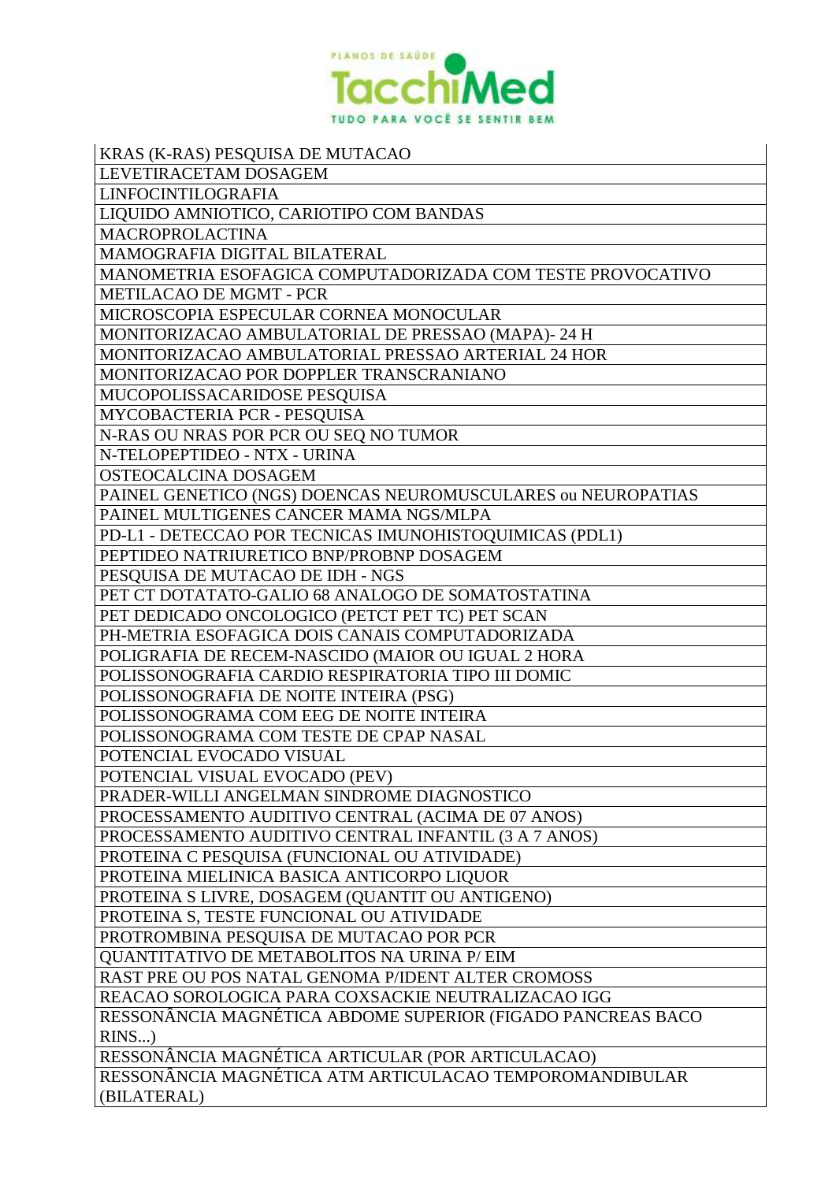| KRAS (K-RAS) PESQUISA DE MUTACAO |
|---|
| LEVETIRACETAM DOSAGEM |
| LINFOCINTILOGRAFIA |
| LIQUIDO AMNIOTICO, CARIOTIPO COM BANDAS |
| MACROPROLACTINA |
| MAMOGRAFIA DIGITAL BILATERAL |
| MANOMETRIA ESOFAGICA COMPUTADORIZADA COM TESTE PROVOCATIVO |
| METILACAO DE MGMT - PCR |
| MICROSCOPIA ESPECULAR CORNEA MONOCULAR |
| MONITORIZACAO AMBULATORIAL DE PRESSAO (MAPA)- 24 H |
| MONITORIZACAO AMBULATORIAL PRESSAO ARTERIAL 24 HOR |
| MONITORIZACAO POR DOPPLER TRANSCRANIANO |
| MUCOPOLISSACARIDOSE PESQUISA |
| MYCOBACTERIA PCR - PESQUISA |
| N-RAS OU NRAS POR PCR OU SEQ NO TUMOR |
| N-TELOPEPTIDEO - NTX - URINA |
| OSTEOCALCINA DOSAGEM |
| PAINEL GENETICO (NGS) DOENCAS NEUROMUSCULARES ou NEUROPATIAS |
| PAINEL MULTIGENES CANCER MAMA NGS/MLPA |
| PD-L1 - DETECCAO POR TECNICAS IMUNOHISTOQUIMICAS (PDL1) |
| PEPTIDEO NATRIURETICO BNP/PROBNP DOSAGEM |
| PESQUISA DE MUTACAO DE IDH - NGS |
| PET CT DOTATATO-GALIO 68 ANALOGO DE SOMATOSTATINA |
| PET DEDICADO ONCOLOGICO (PETCT PET TC) PET SCAN |
| PH-METRIA ESOFAGICA DOIS CANAIS COMPUTADORIZADA |
| POLIGRAFIA DE RECEM-NASCIDO (MAIOR OU IGUAL 2 HORA |
| POLISSONOGRAFIA CARDIO RESPIRATORIA TIPO III DOMIC |
| POLISSONOGRAFIA DE NOITE INTEIRA (PSG) |
| POLISSONOGRAMA COM EEG DE NOITE INTEIRA |
| POLISSONOGRAMA COM TESTE DE CPAP NASAL |
| POTENCIAL EVOCADO VISUAL |
| POTENCIAL VISUAL EVOCADO (PEV) |
| PRADER-WILLI ANGELMAN SINDROME DIAGNOSTICO |
| PROCESSAMENTO AUDITIVO CENTRAL (ACIMA DE 07 ANOS) |
| PROCESSAMENTO AUDITIVO CENTRAL INFANTIL (3 A 7 ANOS) |
| PROTEINA C PESQUISA (FUNCIONAL OU ATIVIDADE) |
| PROTEINA MIELINICA BASICA ANTICORPO LIQUOR |
| PROTEINA S LIVRE, DOSAGEM (QUANTIT OU ANTIGENO) |
| PROTEINA S, TESTE FUNCIONAL OU ATIVIDADE |
| PROTROMBINA PESQUISA DE MUTACAO POR PCR |
| QUANTITATIVO DE METABOLITOS NA URINA P/ EIM |
| RAST PRE OU POS NATAL GENOMA P/IDENT ALTER CROMOSS |
| REACAO SOROLOGICA PARA COXSACKIE NEUTRALIZACAO IGG |
| RESSONÂNCIA MAGNÉTICA ABDOME SUPERIOR (FIGADO PANCREAS BACO RINS...) |
| RESSONÂNCIA MAGNÉTICA ARTICULAR (POR ARTICULACAO) |
| RESSONÂNCIA MAGNÉTICA ATM ARTICULACAO TEMPOROMANDIBULAR (BILATERAL) |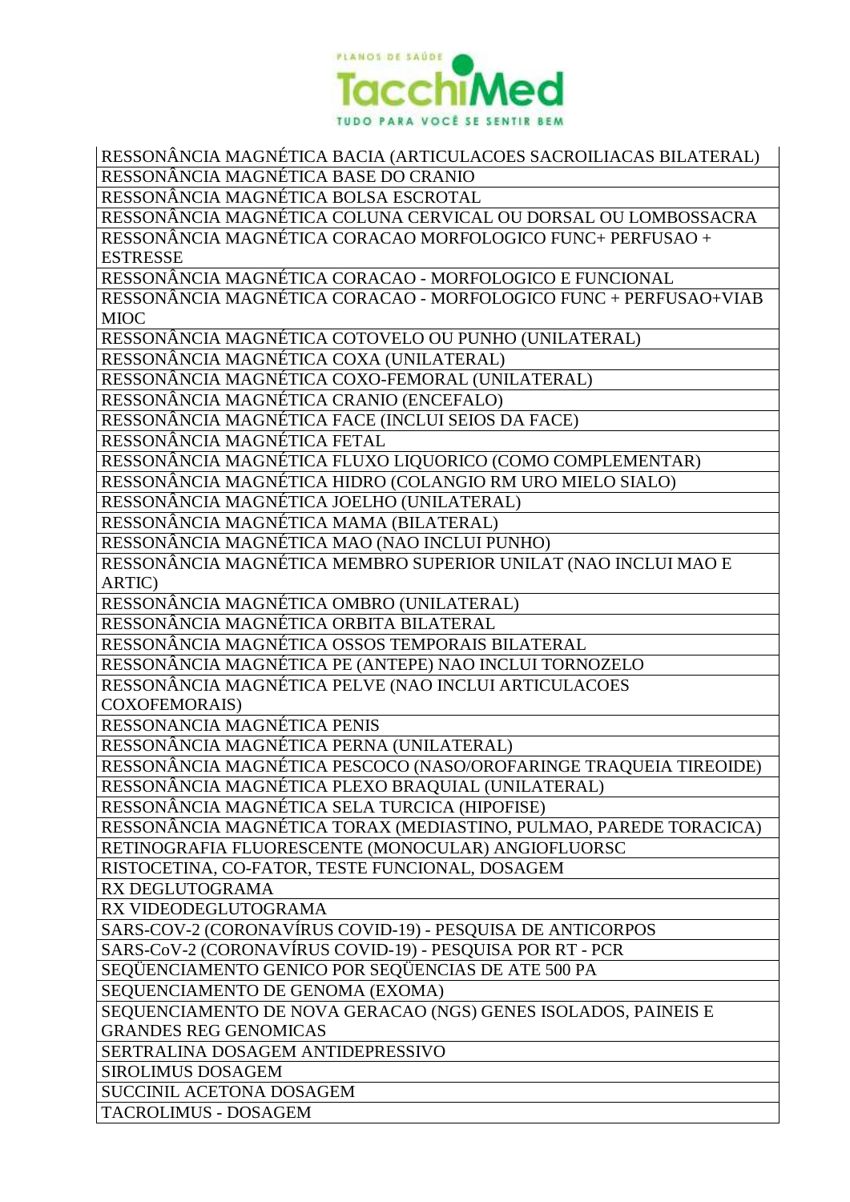| RESSONÂNCIA MAGNÉTICA BACIA (ARTICULACOES SACROILIACAS BILATERAL) |
|---|
| RESSONÂNCIA MAGNÉTICA BASE DO CRANIO |
| RESSONÂNCIA MAGNÉTICA BOLSA ESCROTAL |
| RESSONÂNCIA MAGNÉTICA COLUNA CERVICAL OU DORSAL OU LOMBOSSACRA |
| RESSONÂNCIA MAGNÉTICA CORACAO MORFOLOGICO FUNC+ PERFUSAO + ESTRESSE |
| RESSONÂNCIA MAGNÉTICA CORACAO - MORFOLOGICO E FUNCIONAL |
| RESSONÂNCIA MAGNÉTICA CORACAO - MORFOLOGICO FUNC + PERFUSAO+VIAB MIOC |
| RESSONÂNCIA MAGNÉTICA COTOVELO OU PUNHO (UNILATERAL) |
| RESSONÂNCIA MAGNÉTICA COXA (UNILATERAL) |
| RESSONÂNCIA MAGNÉTICA COXO-FEMORAL (UNILATERAL) |
| RESSONÂNCIA MAGNÉTICA CRANIO (ENCEFALO) |
| RESSONÂNCIA MAGNÉTICA FACE (INCLUI SEIOS DA FACE) |
| RESSONÂNCIA MAGNÉTICA FETAL |
| RESSONÂNCIA MAGNÉTICA FLUXO LIQUORICO (COMO COMPLEMENTAR) |
| RESSONÂNCIA MAGNÉTICA HIDRO (COLANGIO RM URO MIELO SIALO) |
| RESSONÂNCIA MAGNÉTICA JOELHO (UNILATERAL) |
| RESSONÂNCIA MAGNÉTICA MAMA (BILATERAL) |
| RESSONÂNCIA MAGNÉTICA MAO (NAO INCLUI PUNHO) |
| RESSONÂNCIA MAGNÉTICA MEMBRO SUPERIOR UNILAT (NAO INCLUI MAO E ARTIC) |
| RESSONÂNCIA MAGNÉTICA OMBRO (UNILATERAL) |
| RESSONÂNCIA MAGNÉTICA ORBITA BILATERAL |
| RESSONÂNCIA MAGNÉTICA OSSOS TEMPORAIS BILATERAL |
| RESSONÂNCIA MAGNÉTICA PE (ANTEPE) NAO INCLUI TORNOZELO |
| RESSONÂNCIA MAGNÉTICA PELVE (NAO INCLUI ARTICULACOES COXOFEMORAIS) |
| RESSONANCIA MAGNÉTICA PENIS |
| RESSONÂNCIA MAGNÉTICA PERNA (UNILATERAL) |
| RESSONÂNCIA MAGNÉTICA PESCOCO (NASO/OROFARINGE TRAQUEIA TIREOIDE) |
| RESSONÂNCIA MAGNÉTICA PLEXO BRAQUIAL (UNILATERAL) |
| RESSONÂNCIA MAGNÉTICA SELA TURCICA (HIPOFISE) |
| RESSONÂNCIA MAGNÉTICA TORAX (MEDIASTINO, PULMAO, PAREDE TORACICA) |
| RETINOGRAFIA FLUORESCENTE (MONOCULAR) ANGIOFLUORSC |
| RISTOCETINA, CO-FATOR, TESTE FUNCIONAL, DOSAGEM |
| RX DEGLUTOGRAMA |
| RX VIDEODEGLUTOGRAMA |
| SARS-COV-2 (CORONAVÍRUS COVID-19) - PESQUISA DE ANTICORPOS |
| SARS-CoV-2 (CORONAVÍRUS COVID-19) - PESQUISA POR RT - PCR |
| SEQÜENCIAMENTO GENICO POR SEQÜENCIAS DE ATE 500 PA |
| SEQUENCIAMENTO DE GENOMA (EXOMA) |
| SEQUENCIAMENTO DE NOVA GERACAO (NGS) GENES ISOLADOS, PAINEIS E GRANDES REG GENOMICAS |
| SERTRALINA DOSAGEM ANTIDEPRESSIVO |
| SIROLIMUS DOSAGEM |
| SUCCINIL ACETONA DOSAGEM |
| TACROLIMUS - DOSAGEM |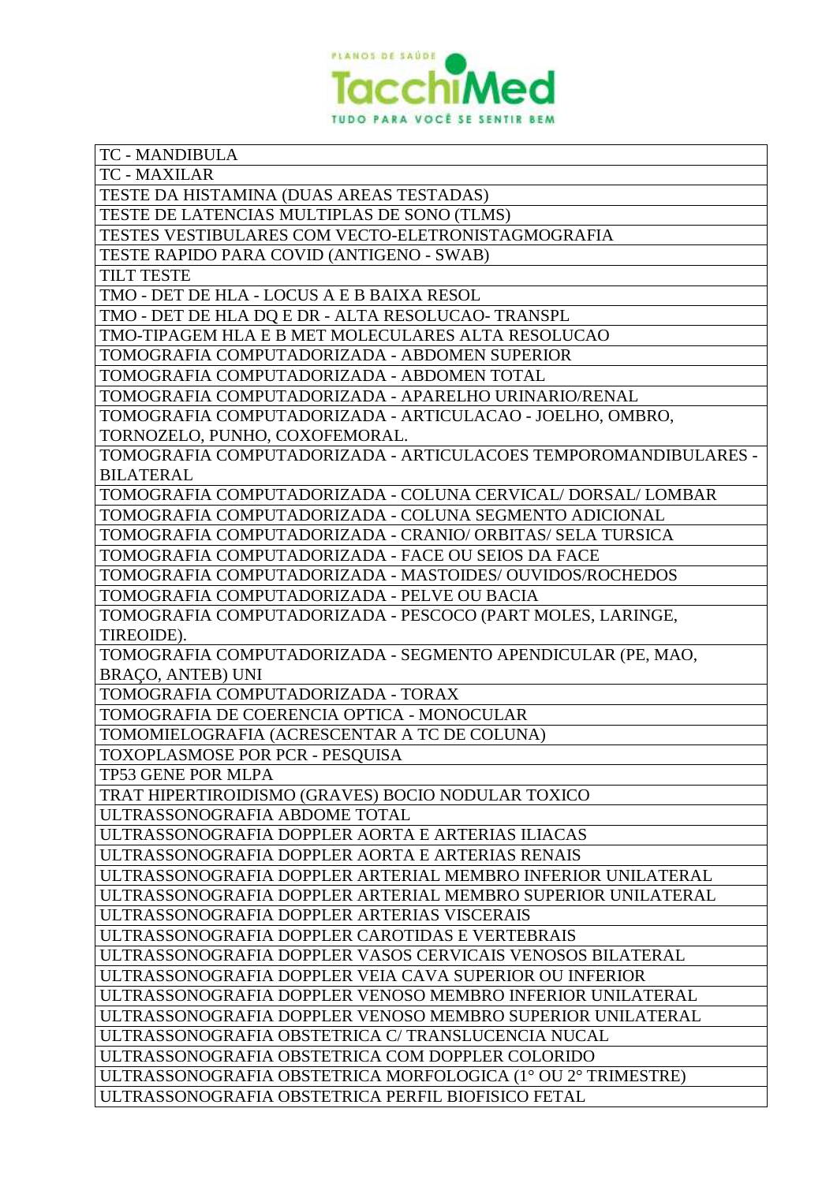| TC - MANDIBULA |
|---|
| TC - MAXILAR |
| TESTE DA HISTAMINA (DUAS AREAS TESTADAS) |
| TESTE DE LATENCIAS MULTIPLAS DE SONO (TLMS) |
| TESTES VESTIBULARES COM VECTO-ELETRONISTAGMOGRAFIA |
| TESTE RAPIDO PARA COVID (ANTIGENO - SWAB) |
| TILT TESTE |
| TMO - DET DE HLA - LOCUS A E B BAIXA RESOL |
| TMO - DET DE HLA DQ E DR - ALTA RESOLUCAO- TRANSPL |
| TMO-TIPAGEM HLA E B MET MOLECULARES ALTA RESOLUCAO |
| TOMOGRAFIA COMPUTADORIZADA - ABDOMEN SUPERIOR |
| TOMOGRAFIA COMPUTADORIZADA - ABDOMEN TOTAL |
| TOMOGRAFIA COMPUTADORIZADA - APARELHO URINARIO/RENAL |
| TOMOGRAFIA COMPUTADORIZADA - ARTICULACAO - JOELHO, OMBRO, TORNOZELO, PUNHO, COXOFEMORAL. |
| TOMOGRAFIA COMPUTADORIZADA - ARTICULACOES TEMPOROMANDIBULARES - BILATERAL |
| TOMOGRAFIA COMPUTADORIZADA - COLUNA CERVICAL/ DORSAL/ LOMBAR |
| TOMOGRAFIA COMPUTADORIZADA - COLUNA SEGMENTO ADICIONAL |
| TOMOGRAFIA COMPUTADORIZADA - CRANIO/ ORBITAS/ SELA TURSICA |
| TOMOGRAFIA COMPUTADORIZADA - FACE OU SEIOS DA FACE |
| TOMOGRAFIA COMPUTADORIZADA - MASTOIDES/ OUVIDOS/ROCHEDOS |
| TOMOGRAFIA COMPUTADORIZADA - PELVE OU BACIA |
| TOMOGRAFIA COMPUTADORIZADA - PESCOCO (PART MOLES, LARINGE, TIREOIDE). |
| TOMOGRAFIA COMPUTADORIZADA - SEGMENTO APENDICULAR (PE, MAO, BRAÇO, ANTEB) UNI |
| TOMOGRAFIA COMPUTADORIZADA - TORAX |
| TOMOGRAFIA DE COERENCIA OPTICA - MONOCULAR |
| TOMOMIELOGRAFIA (ACRESCENTAR A TC DE COLUNA) |
| TOXOPLASMOSE POR PCR - PESQUISA |
| TP53 GENE POR MLPA |
| TRAT HIPERTIROIDISMO (GRAVES) BOCIO NODULAR TOXICO |
| ULTRASSONOGRAFIA ABDOME TOTAL |
| ULTRASSONOGRAFIA DOPPLER AORTA E ARTERIAS ILIACAS |
| ULTRASSONOGRAFIA DOPPLER AORTA E ARTERIAS RENAIS |
| ULTRASSONOGRAFIA DOPPLER ARTERIAL MEMBRO INFERIOR UNILATERAL |
| ULTRASSONOGRAFIA DOPPLER ARTERIAL MEMBRO SUPERIOR UNILATERAL |
| ULTRASSONOGRAFIA DOPPLER ARTERIAS VISCERAIS |
| ULTRASSONOGRAFIA DOPPLER CAROTIDAS E VERTEBRAIS |
| ULTRASSONOGRAFIA DOPPLER VASOS CERVICAIS VENOSOS BILATERAL |
| ULTRASSONOGRAFIA DOPPLER VEIA CAVA SUPERIOR OU INFERIOR |
| ULTRASSONOGRAFIA DOPPLER VENOSO MEMBRO INFERIOR UNILATERAL |
| ULTRASSONOGRAFIA DOPPLER VENOSO MEMBRO SUPERIOR UNILATERAL |
| ULTRASSONOGRAFIA OBSTETRICA C/ TRANSLUCENCIA NUCAL |
| ULTRASSONOGRAFIA OBSTETRICA COM DOPPLER COLORIDO |
| ULTRASSONOGRAFIA OBSTETRICA MORFOLOGICA (1° OU 2° TRIMESTRE) |
| ULTRASSONOGRAFIA OBSTETRICA PERFIL BIOFISICO FETAL |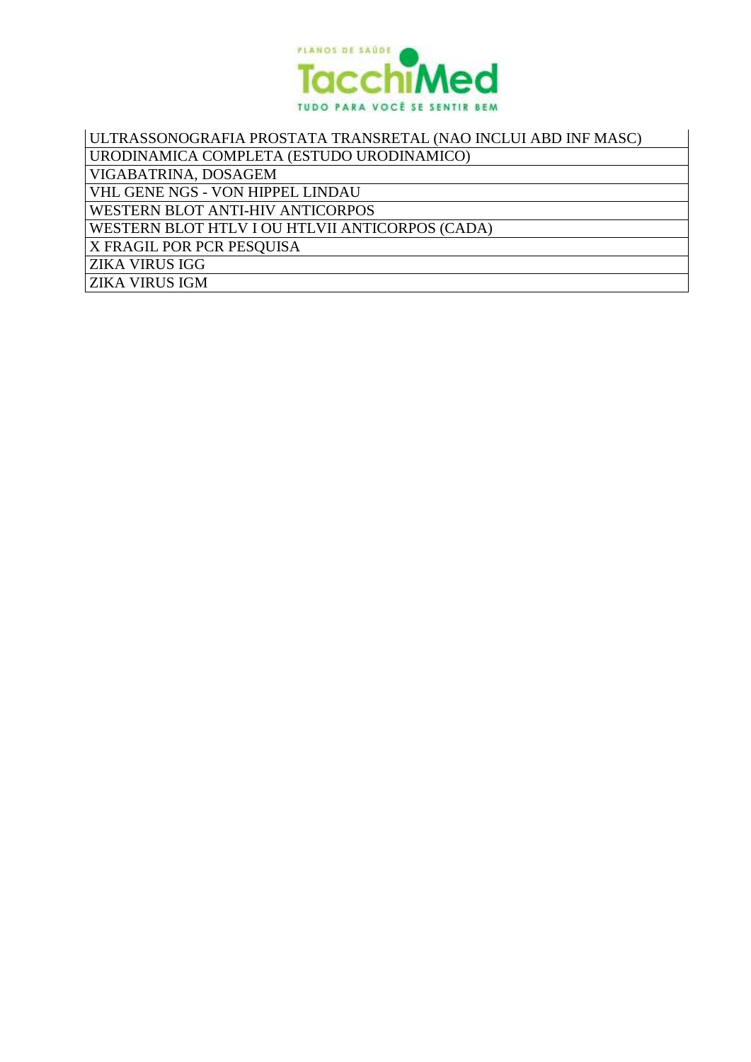| |
|---|
| ULTRASSONOGRAFIA PROSTATA TRANSRETAL (NAO INCLUI ABD INF MASC) |
| URODINAMICA COMPLETA (ESTUDO URODINAMICO) |
| VIGABATRINA, DOSAGEM |
| VHL GENE NGS - VON HIPPEL LINDAU |
| WESTERN BLOT ANTI-HIV ANTICORPOS |
| WESTERN BLOT HTLV I OU HTLVII ANTICORPOS (CADA) |
| X FRAGIL POR PCR PESQUISA |
| ZIKA VIRUS IGG |
| ZIKA VIRUS IGM |